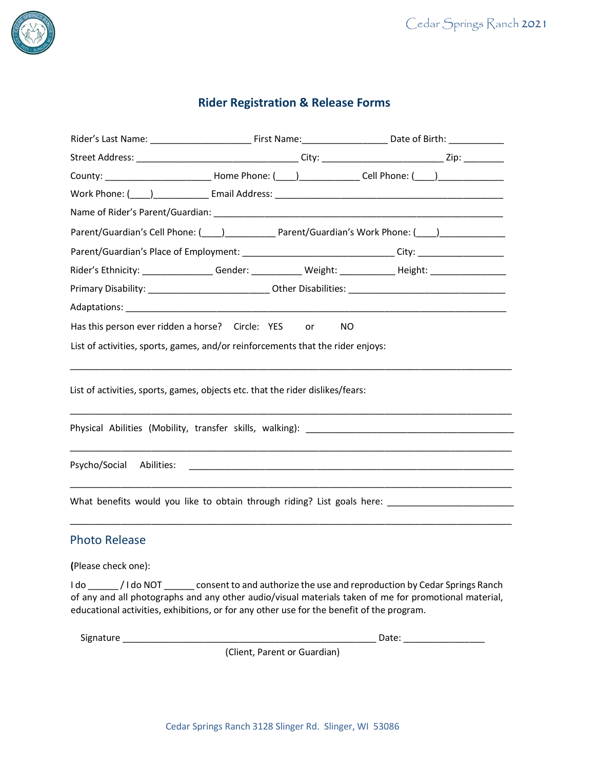# Rider Registration & Release Forms

Rider's Last Name: ____________________ First Name:_________________ Date of Birth: ___________

Street Address: ________________________________ City: ________________________ Zip: ________

County: _____________________ Home Phone: (____)____________ Cell Phone: (____)_____________

Work Phone: (____)___________ Email Address: ______________________________________________

Name of Rider's Parent/Guardian: ____________________________________________________________

Parent/Guardian's Cell Phone: (____)__________ Parent/Guardian's Work Phone: (____)_____________

Parent/Guardian's Place of Employment: ______________________________ City: _________________

Rider's Ethnicity: ______________ Gender: __________ Weight: ___________ Height: _______________

Primary Disability: ________________________ Other Disabilities: _______________________________

Adaptations: ______________________________________________________________________________

Has this person ever ridden a horse? Circle: YES or NO

List of activities, sports, games, and/or reinforcements that the rider enjoys:

________________________________________________________________________________________

List of activities, sports, games, objects etc. that the rider dislikes/fears:

________________________________________________________________________________________

Physical Abilities (Mobility, transfer skills, walking): __________________________________________

________________________________________________________________________________________

Psycho/Social Abilities: ___________________________________________________________________

________________________________________________________________________________________

What benefits would you like to obtain through riding? List goals here: _________________________

________________________________________________________________________________________

## Photo Release

**(**Please check one):

I do ______ / I do NOT ______ consent to and authorize the use and reproduction by Cedar Springs Ranch of any and all photographs and any other audio/visual materials taken of me for promotional material, educational activities, exhibitions, or for any other use for the benefit of the program.

Signature __________________________________________________ Date: ________________

(Client, Parent or Guardian)

Cedar Springs Ranch 3128 Slinger Rd. Slinger, WI 53086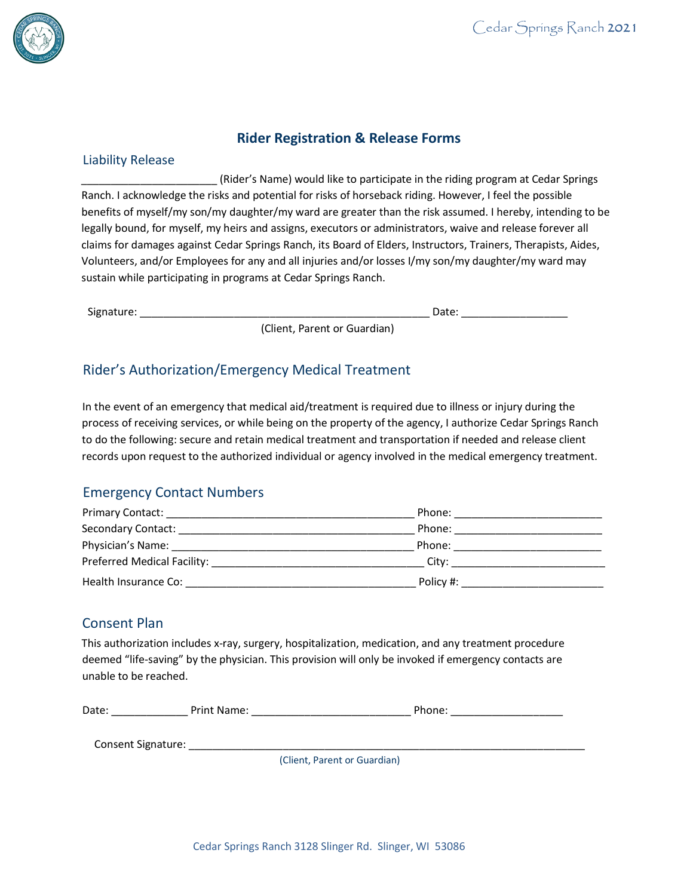## Rider Registration & Release Forms

### Liability Release

_______________________ (Rider's Name) would like to participate in the riding program at Cedar Springs Ranch. I acknowledge the risks and potential for risks of horseback riding. However, I feel the possible benefits of myself/my son/my daughter/my ward are greater than the risk assumed. I hereby, intending to be legally bound, for myself, my heirs and assigns, executors or administrators, waive and release forever all claims for damages against Cedar Springs Ranch, its Board of Elders, Instructors, Trainers, Therapists, Aides, Volunteers, and/or Employees for any and all injuries and/or losses I/my son/my daughter/my ward may sustain while participating in programs at Cedar Springs Ranch.

Signature: __________________________________________________ Date: __________________
(Client, Parent or Guardian)

### Rider's Authorization/Emergency Medical Treatment

In the event of an emergency that medical aid/treatment is required due to illness or injury during the process of receiving services, or while being on the property of the agency, I authorize Cedar Springs Ranch to do the following: secure and retain medical treatment and transportation if needed and release client records upon request to the authorized individual or agency involved in the medical emergency treatment.

### Emergency Contact Numbers

Primary Contact: __________________________________________ Phone: _________________________
Secondary Contact: ________________________________________ Phone: _________________________
Physician's Name: __________________________________________ Phone: _________________________
Preferred Medical Facility: ____________________________________ City: __________________________
Health Insurance Co: _______________________________________ Policy #: ________________________

### Consent Plan

This authorization includes x-ray, surgery, hospitalization, medication, and any treatment procedure deemed "life-saving" by the physician. This provision will only be invoked if emergency contacts are unable to be reached.

Date: _____________ Print Name: ___________________________ Phone: ___________________

Consent Signature: ____________________________________________________________________
(Client, Parent or Guardian)

Cedar Springs Ranch 3128 Slinger Rd. Slinger, WI 53086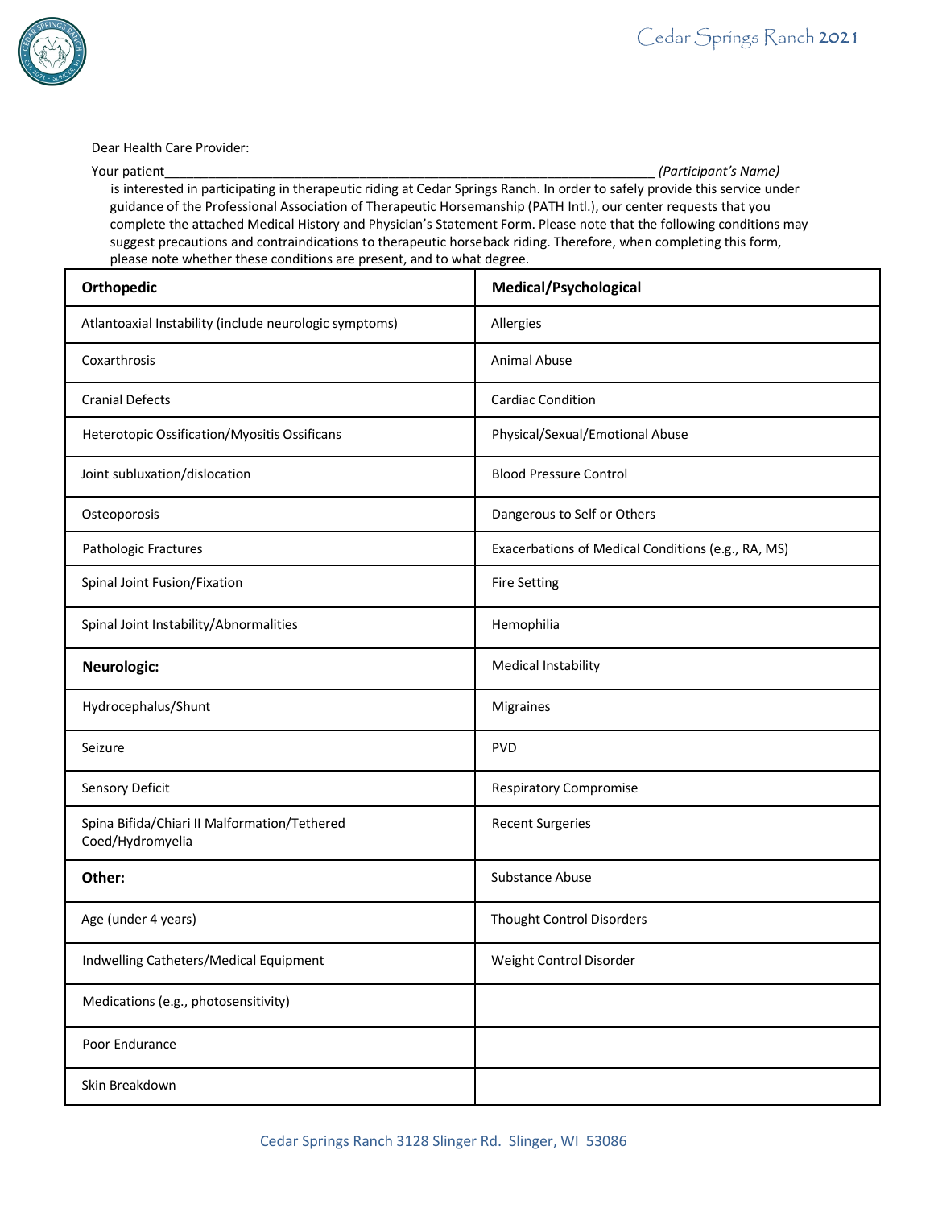Dear Health Care Provider:

Your patient\_\_\_\_\_\_\_\_\_\_\_\_\_\_\_\_\_\_\_\_\_\_\_\_\_\_\_\_\_\_\_\_\_\_\_\_\_\_\_\_\_\_\_\_\_\_\_\_\_\_\_\_\_\_\_\_\_\_\_\_\_\_\_\_\_\_\_\_ *(Participant's Name)* is interested in participating in therapeutic riding at Cedar Springs Ranch. In order to safely provide this service under guidance of the Professional Association of Therapeutic Horsemanship (PATH Intl.), our center requests that you complete the attached Medical History and Physician's Statement Form. Please note that the following conditions may suggest precautions and contraindications to therapeutic horseback riding. Therefore, when completing this form, please note whether these conditions are present, and to what degree.

| **Orthopedic** | **Medical/Psychological** |
|---|---|
| Atlantoaxial Instability (include neurologic symptoms) | Allergies |
| Coxarthrosis | Animal Abuse |
| Cranial Defects | Cardiac Condition |
| Heterotopic Ossification/Myositis Ossificans | Physical/Sexual/Emotional Abuse |
| Joint subluxation/dislocation | Blood Pressure Control |
| Osteoporosis | Dangerous to Self or Others |
| Pathologic Fractures | Exacerbations of Medical Conditions (e.g., RA, MS) |
| Spinal Joint Fusion/Fixation | Fire Setting |
| Spinal Joint Instability/Abnormalities | Hemophilia |
| **Neurologic:** | Medical Instability |
| Hydrocephalus/Shunt | Migraines |
| Seizure | PVD |
| Sensory Deficit | Respiratory Compromise |
| Spina Bifida/Chiari II Malformation/Tethered Coed/Hydromyelia | Recent Surgeries |
| **Other:** | Substance Abuse |
| Age (under 4 years) | Thought Control Disorders |
| Indwelling Catheters/Medical Equipment | Weight Control Disorder |
| Medications (e.g., photosensitivity) | |
| Poor Endurance | |
| Skin Breakdown | |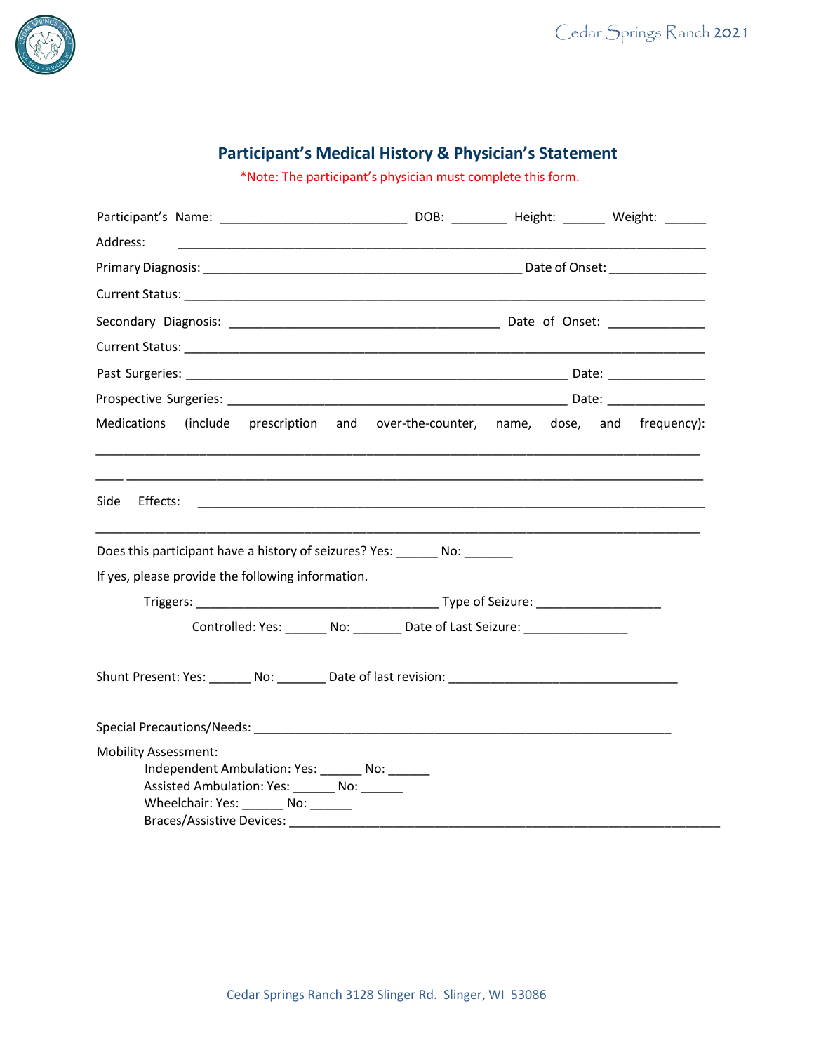## Participant's Medical History & Physician's Statement

*Note: The participant's physician must complete this form.

Participant's Name: ___________________________ DOB: ________ Height: ______ Weight: ______

Address: ____________________________________________________________________________

Primary Diagnosis: ______________________________________________ Date of Onset: ______________

Current Status: _______________________________________________________________________________

Secondary Diagnosis: _______________________________________ Date of Onset: ______________

Current Status: _______________________________________________________________________________

Past Surgeries: _______________________________________________________ Date: ______________

Prospective Surgeries: ________________________________________________ Date: ______________

Medications (include prescription and over-the-counter, name, dose, and frequency):

_______________________________________________________________________________________

____ __________________________________________________________________________________

Side Effects: __________________________________________________________________________

_______________________________________________________________________________________

Does this participant have a history of seizures? Yes: ______ No: _______

If yes, please provide the following information.

Triggers: ___________________________________ Type of Seizure: __________________

Controlled: Yes: ______ No: _______ Date of Last Seizure: _______________

Shunt Present: Yes: ______ No: _______ Date of last revision: _________________________________

Special Precautions/Needs: ____________________________________________________________

Mobility Assessment:

- Independent Ambulation: Yes: ______ No: ______
- Assisted Ambulation: Yes: ______ No: ______
- Wheelchair: Yes: ______ No: ______
- Braces/Assistive Devices: ______________________________________________________________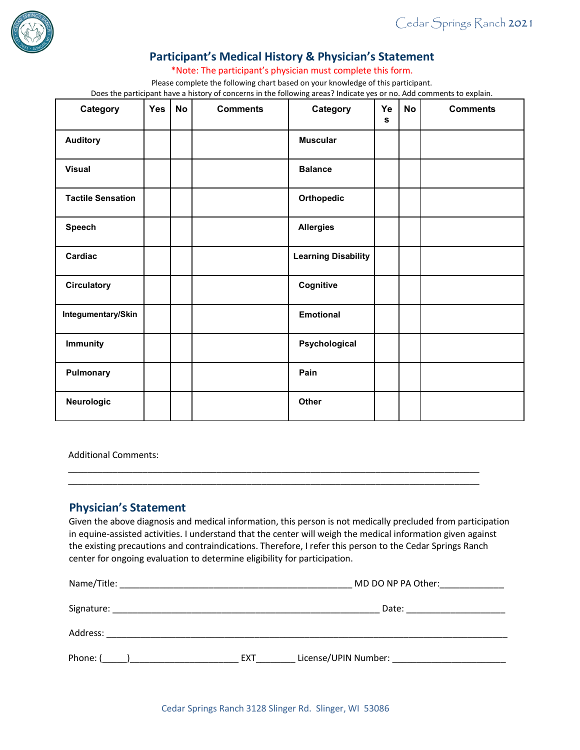## Participant's Medical History & Physician's Statement

*Note: The participant's physician must complete this form.

Please complete the following chart based on your knowledge of this participant.

Does the participant have a history of concerns in the following areas? Indicate yes or no. Add comments to explain.

| Category | Yes | No | Comments | Category | Yes | No | Comments |
|---|---|---|---|---|---|---|---|
| Auditory | | | | Muscular | | | |
| Visual | | | | Balance | | | |
| Tactile Sensation | | | | Orthopedic | | | |
| Speech | | | | Allergies | | | |
| Cardiac | | | | Learning Disability | | | |
| Circulatory | | | | Cognitive | | | |
| Integumentary/Skin | | | | Emotional | | | |
| Immunity | | | | Psychological | | | |
| Pulmonary | | | | Pain | | | |
| Neurologic | | | | Other | | | |

Additional Comments:

______________________________________________________________________________________

______________________________________________________________________________________

## Physician's Statement

Given the above diagnosis and medical information, this person is not medically precluded from participation in equine-assisted activities. I understand that the center will weigh the medical information given against the existing precautions and contraindications. Therefore, I refer this person to the Cedar Springs Ranch center for ongoing evaluation to determine eligibility for participation.

Name/Title: ________________________________________________ MD DO NP PA Other:_____________

Signature: ________________________________________________________ Date: ____________________

Address: ____________________________________________________________________________________

Phone: (_____)______________________ EXT________ License/UPIN Number: _______________________